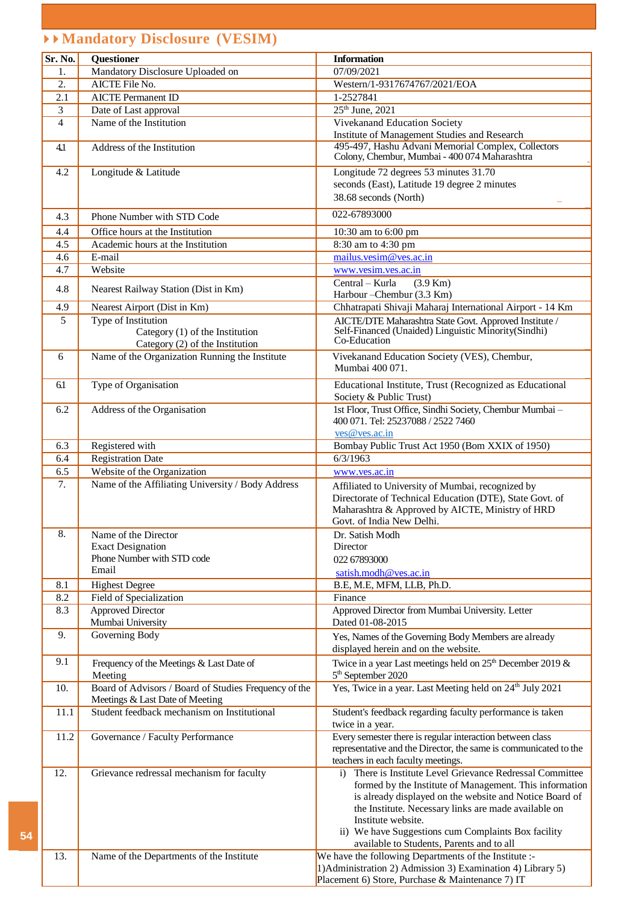## ▸▸ Mandatory Disclosure (VESIM)

| Sr. No. | Questioner | Information |
|---|---|---|
| 1. | Mandatory Disclosure Uploaded on | 07/09/2021 |
| 2. | AICTE File No. | Western/1-9317674767/2021/EOA |
| 2.1 | AICTE Permanent ID | 1-2527841 |
| 3 | Date of Last approval | 25th June, 2021 |
| 4 | Name of the Institution | Vivekanand Education Society Institute of Management Studies and Research |
| 4.1 | Address of the Institution | 495-497, Hashu Advani Memorial Complex, Collectors Colony, Chembur, Mumbai - 400 074 Maharashtra |
| 4.2 | Longitude & Latitude | Longitude 72 degrees 53 minutes 31.70 seconds (East), Latitude 19 degree 2 minutes 38.68 seconds (North) |
| 4.3 | Phone Number with STD Code | 022-67893000 |
| 4.4 | Office hours at the Institution | 10:30 am to 6:00 pm |
| 4.5 | Academic hours at the Institution | 8:30 am to 4:30 pm |
| 4.6 | E-mail | mailus.vesim@ves.ac.in |
| 4.7 | Website | www.vesim.ves.ac.in |
| 4.8 | Nearest Railway Station (Dist in Km) | Central – Kurla (3.9 Km)<br>Harbour –Chembur (3.3 Km) |
| 4.9 | Nearest Airport (Dist in Km) | Chhatrapati Shivaji Maharaj International Airport - 14 Km |
| 5 | Type of Institution<br>Category (1) of the Institution<br>Category (2) of the Institution | AICTE/DTE Maharashtra State Govt. Approved Institute / Self-Financed (Unaided) Linguistic Minority(Sindhi)<br>Co-Education |
| 6 | Name of the Organization Running the Institute | Vivekanand Education Society (VES), Chembur, Mumbai 400 071. |
| 6.1 | Type of Organisation | Educational Institute, Trust (Recognized as Educational Society & Public Trust) |
| 6.2 | Address of the Organisation | 1st Floor, Trust Office, Sindhi Society, Chembur Mumbai – 400 071. Tel: 25237088 / 2522 7460<br>ves@ves.ac.in |
| 6.3 | Registered with | Bombay Public Trust Act 1950 (Bom XXIX of 1950) |
| 6.4 | Registration Date | 6/3/1963 |
| 6.5 | Website of the Organization | www.ves.ac.in |
| 7. | Name of the Affiliating University / Body Address | Affiliated to University of Mumbai, recognized by Directorate of Technical Education (DTE), State Govt. of Maharashtra & Approved by AICTE, Ministry of HRD Govt. of India New Delhi. |
| 8. | Name of the Director<br>Exact Designation<br>Phone Number with STD code<br>Email | Dr. Satish Modh<br>Director<br>022 67893000<br>satish.modh@ves.ac.in |
| 8.1 | Highest Degree | B.E, M.E, MFM, LLB, Ph.D. |
| 8.2 | Field of Specialization | Finance |
| 8.3 | Approved Director Mumbai University | Approved Director from Mumbai University. Letter Dated 01-08-2015 |
| 9. | Governing Body | Yes, Names of the Governing Body Members are already displayed herein and on the website. |
| 9.1 | Frequency of the Meetings & Last Date of Meeting | Twice in a year Last meetings held on 25th December 2019 & 5th September 2020 |
| 10. | Board of Advisors / Board of Studies Frequency of the Meetings & Last Date of Meeting | Yes, Twice in a year. Last Meeting held on 24th July 2021 |
| 11.1 | Student feedback mechanism on Institutional | Student's feedback regarding faculty performance is taken twice in a year. |
| 11.2 | Governance / Faculty Performance | Every semester there is regular interaction between class representative and the Director, the same is communicated to the teachers in each faculty meetings. |
| 12. | Grievance redressal mechanism for faculty | i) There is Institute Level Grievance Redressal Committee formed by the Institute of Management. This information is already displayed on the website and Notice Board of the Institute. Necessary links are made available on Institute website.<br>ii) We have Suggestions cum Complaints Box facility available to Students, Parents and to all |
| 13. | Name of the Departments of the Institute | We have the following Departments of the Institute :- 1)Administration 2) Admission 3) Examination 4) Library 5) Placement 6) Store, Purchase & Maintenance 7) IT |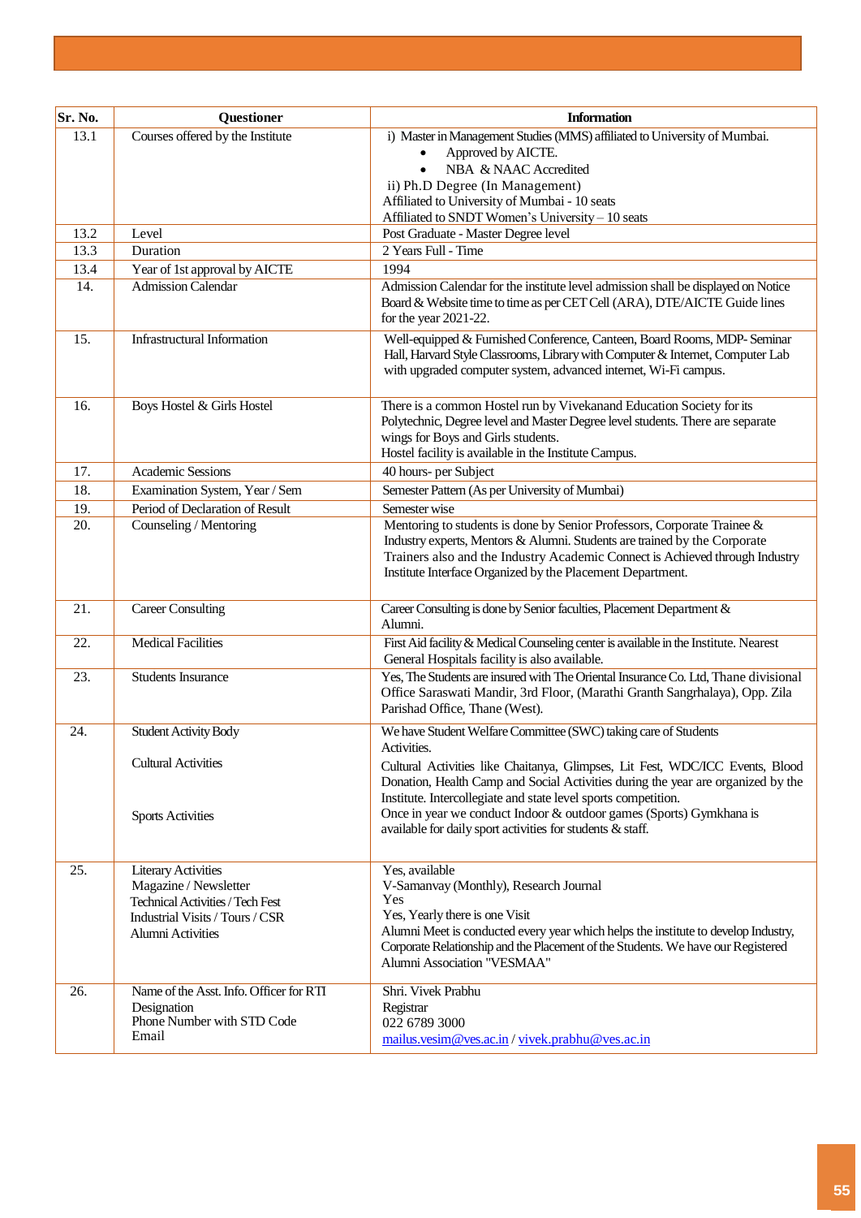| Sr. No. | Questioner | Information |
|---|---|---|
| 13.1 | Courses offered by the Institute | i) Master in Management Studies (MMS) affiliated to University of Mumbai.<br>• Approved by AICTE.<br>• NBA & NAAC Accredited<br>ii) Ph.D Degree (In Management)<br>Affiliated to University of Mumbai - 10 seats<br>Affiliated to SNDT Women's University – 10 seats |
| 13.2 | Level | Post Graduate - Master Degree level |
| 13.3 | Duration | 2 Years Full - Time |
| 13.4 | Year of 1st approval by AICTE | 1994 |
| 14. | Admission Calendar | Admission Calendar for the institute level admission shall be displayed on Notice Board & Website time to time as per CET Cell (ARA), DTE/AICTE Guide lines for the year 2021-22. |
| 15. | Infrastructural Information | Well-equipped & Furnished Conference, Canteen, Board Rooms, MDP- Seminar Hall, Harvard Style Classrooms, Library with Computer & Internet, Computer Lab with upgraded computer system, advanced internet, Wi-Fi campus. |
| 16. | Boys Hostel & Girls Hostel | There is a common Hostel run by Vivekanand Education Society for its Polytechnic, Degree level and Master Degree level students. There are separate wings for Boys and Girls students.<br>Hostel facility is available in the Institute Campus. |
| 17. | Academic Sessions | 40 hours- per Subject |
| 18. | Examination System, Year / Sem | Semester Pattern (As per University of Mumbai) |
| 19. | Period of Declaration of Result | Semester wise |
| 20. | Counseling / Mentoring | Mentoring to students is done by Senior Professors, Corporate Trainee & Industry experts, Mentors & Alumni. Students are trained by the Corporate Trainers also and the Industry Academic Connect is Achieved through Industry Institute Interface Organized by the Placement Department. |
| 21. | Career Consulting | Career Consulting is done by Senior faculties, Placement Department & Alumni. |
| 22. | Medical Facilities | First Aid facility & Medical Counseling center is available in the Institute. Nearest General Hospitals facility is also available. |
| 23. | Students Insurance | Yes, The Students are insured with The Oriental Insurance Co. Ltd, Thane divisional Office Saraswati Mandir, 3rd Floor, (Marathi Granth Sangrhalaya), Opp. Zila Parishad Office, Thane (West). |
| 24. | Student Activity Body<br><br>Cultural Activities<br><br>Sports Activities | We have Student Welfare Committee (SWC) taking care of Students Activities.<br>Cultural Activities like Chaitanya, Glimpses, Lit Fest, WDC/ICC Events, Blood Donation, Health Camp and Social Activities during the year are organized by the Institute. Intercollegiate and state level sports competition.<br>Once in year we conduct Indoor & outdoor games (Sports) Gymkhana is available for daily sport activities for students & staff. |
| 25. | Literary Activities<br>Magazine / Newsletter<br>Technical Activities / Tech Fest<br>Industrial Visits / Tours / CSR<br>Alumni Activities | Yes, available<br>V-Samanvay (Monthly), Research Journal<br>Yes<br>Yes, Yearly there is one Visit<br>Alumni Meet is conducted every year which helps the institute to develop Industry, Corporate Relationship and the Placement of the Students. We have our Registered Alumni Association "VESMAA" |
| 26. | Name of the Asst. Info. Officer for RTI<br>Designation<br>Phone Number with STD Code<br>Email | Shri. Vivek Prabhu<br>Registrar<br>022 6789 3000<br>mailus.vesim@ves.ac.in / vivek.prabhu@ves.ac.in |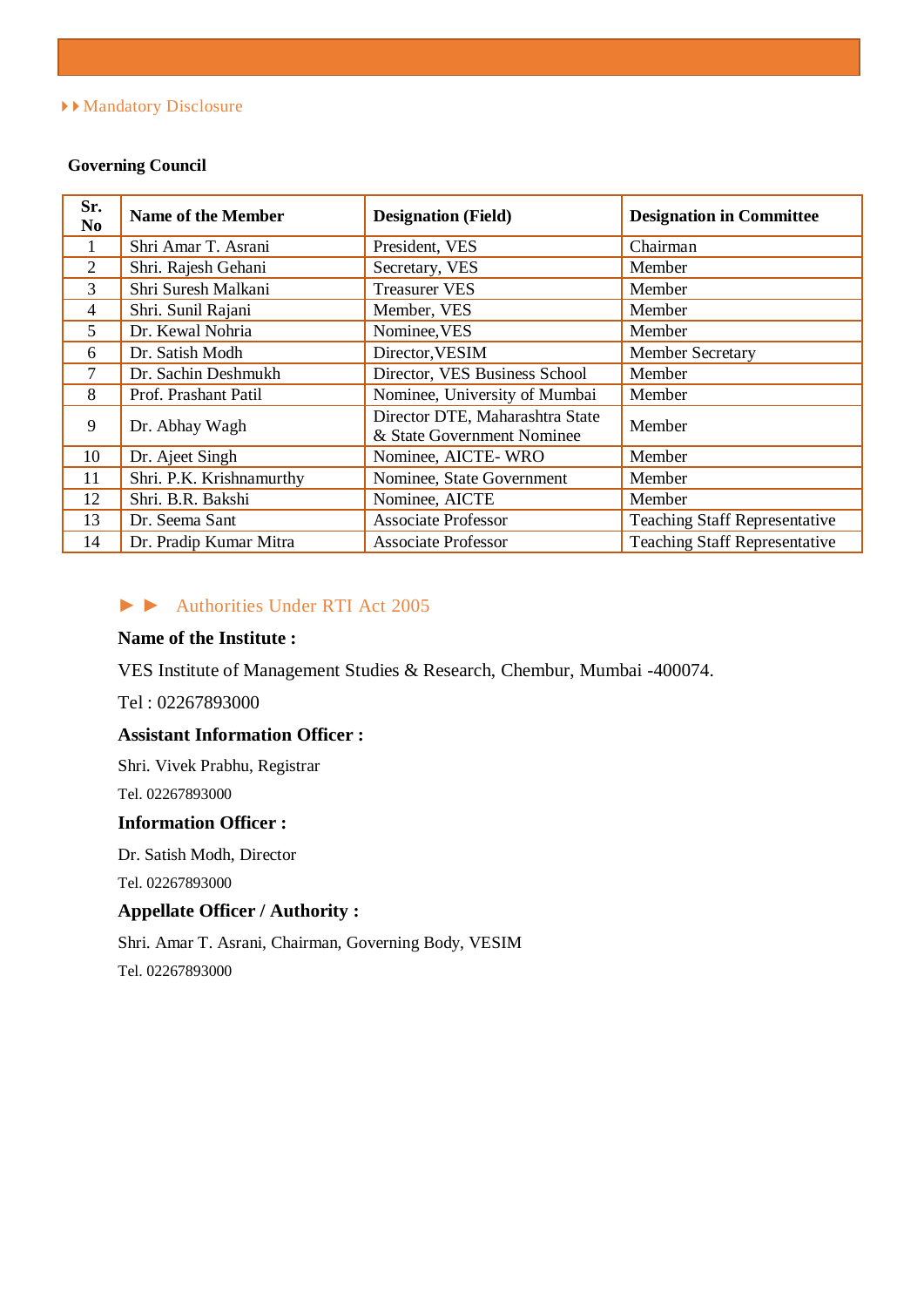▸▸ Mandatory Disclosure

**Governing Council**

| Sr. No | Name of the Member | Designation (Field) | Designation in Committee |
|---|---|---|---|
| 1 | Shri Amar T. Asrani | President, VES | Chairman |
| 2 | Shri. Rajesh Gehani | Secretary, VES | Member |
| 3 | Shri Suresh Malkani | Treasurer VES | Member |
| 4 | Shri. Sunil Rajani | Member, VES | Member |
| 5 | Dr. Kewal Nohria | Nominee,VES | Member |
| 6 | Dr. Satish Modh | Director,VESIM | Member Secretary |
| 7 | Dr. Sachin Deshmukh | Director, VES Business School | Member |
| 8 | Prof. Prashant Patil | Nominee, University of Mumbai | Member |
| 9 | Dr. Abhay Wagh | Director DTE, Maharashtra State & State Government Nominee | Member |
| 10 | Dr. Ajeet Singh | Nominee, AICTE- WRO | Member |
| 11 | Shri. P.K. Krishnamurthy | Nominee, State Government | Member |
| 12 | Shri. B.R. Bakshi | Nominee, AICTE | Member |
| 13 | Dr. Seema Sant | Associate Professor | Teaching Staff Representative |
| 14 | Dr. Pradip Kumar Mitra | Associate Professor | Teaching Staff Representative |

►► Authorities Under RTI Act 2005

**Name of the Institute :**

VES Institute of Management Studies & Research, Chembur, Mumbai -400074.

Tel : 02267893000

**Assistant Information Officer :**

Shri. Vivek Prabhu, Registrar

Tel. 02267893000

**Information Officer :**

Dr. Satish Modh, Director

Tel. 02267893000

**Appellate Officer / Authority :**

Shri. Amar T. Asrani, Chairman, Governing Body, VESIM

Tel. 02267893000